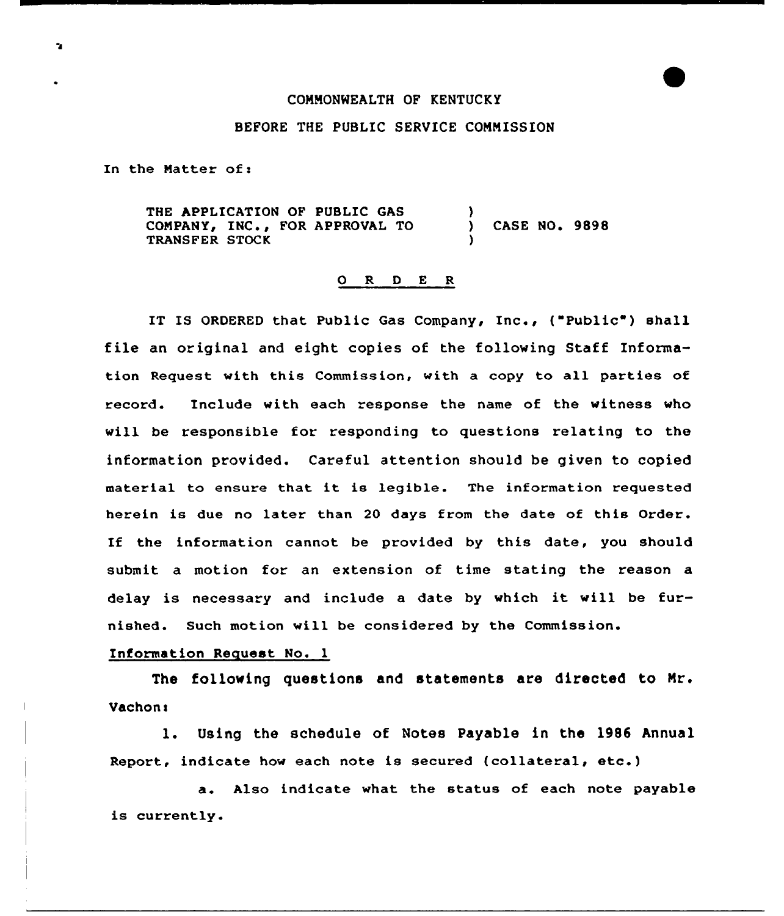COMMONWEALTH OF KENTUCKY

BEFORE THE PUBLIC SERVICE COMMISSION

In the Matter of:

| | | |
|---|---|---|
| THE APPLICATION OF PUBLIC GAS COMPANY, INC., FOR APPROVAL TO TRANSFER STOCK | ) ) ) | CASE NO. 9898 |

## O R D E R

IT IS ORDERED that Public Gas Company, Inc., ("Public") shall file an original and eight copies of the following Staff Information Request with this Commission, with a copy to all parties of record. Include with each response the name of the witness who will be responsible for responding to questions relating to the information provided. Careful attention should be given to copied material to ensure that it is legible. The information requested herein is due no later than 20 days from the date of this Order. If the information cannot be provided by this date, you should submit a motion for an extension of time stating the reason a delay is necessary and include a date by which it will be furnished. Such motion will be considered by the Commission.

Information Request No. 1

The following questions and statements are directed to Mr. Vachon:

1. Using the schedule of Notes Payable in the 1986 Annual Report, indicate how each note is secured (collateral, etc.)

   a. Also indicate what the status of each note payable is currently.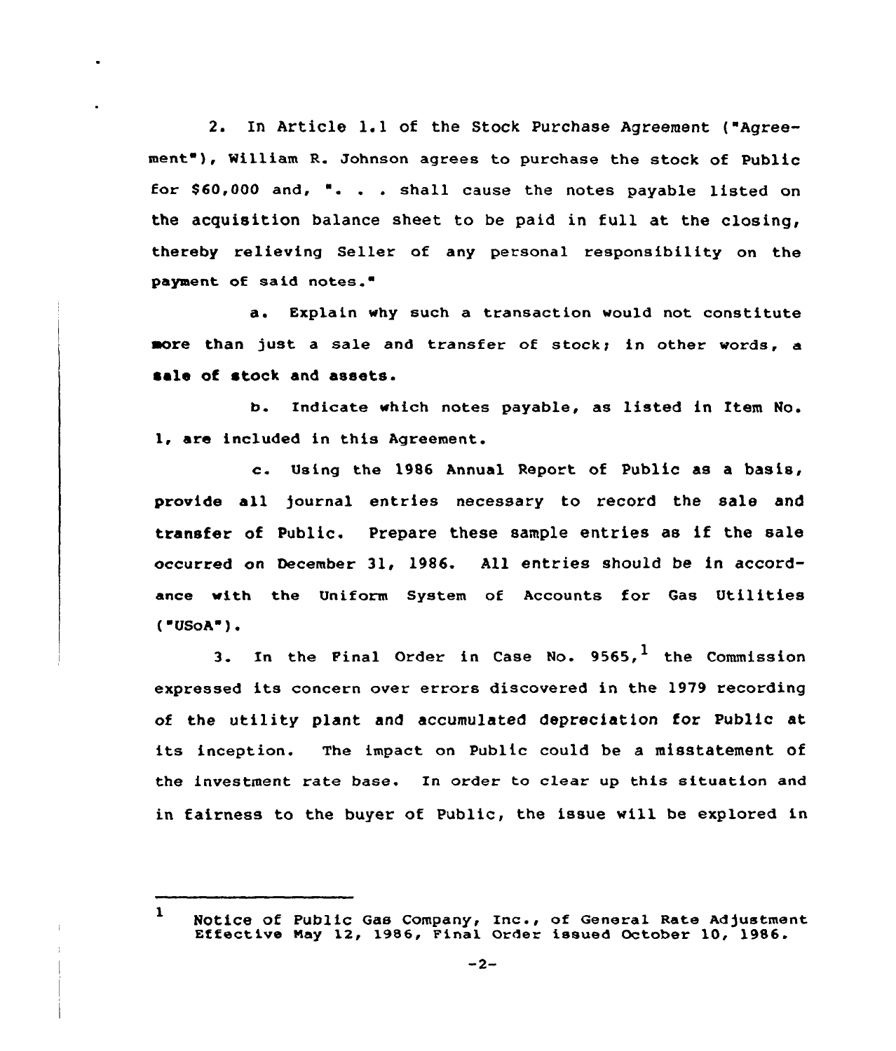2. In Article 1.1 of the Stock Purchase Agreement ("Agreement"), William R. Johnson agrees to purchase the stock of Public for $60,000 and, ". . . shall cause the notes payable listed on the acquisition balance sheet to be paid in full at the closing, thereby relieving Seller of any personal responsibility on the payment of said notes."

a. Explain why such a transaction would not constitute more than just a sale and transfer of stock; in other words, a sale of stock and assets.

b. Indicate which notes payable, as listed in Item No. 1, are included in this Agreement.

c. Using the 1986 Annual Report of Public as a basis, provide all journal entries necessary to record the sale and transfer of Public. Prepare these sample entries as if the sale occurred on December 31, 1986. All entries should be in accordance with the Uniform System of Accounts for Gas Utilities ("USoA").

3. In the Final Order in Case No. 9565,[1] the Commission expressed its concern over errors discovered in the 1979 recording of the utility plant and accumulated depreciation for Public at its inception. The impact on Public could be a misstatement of the investment rate base. In order to clear up this situation and in fairness to the buyer of Public, the issue will be explored in

[1] Notice of Public Gas Company, Inc., of General Rate Adjustment Effective May 12, 1986, Final Order issued October 10, 1986.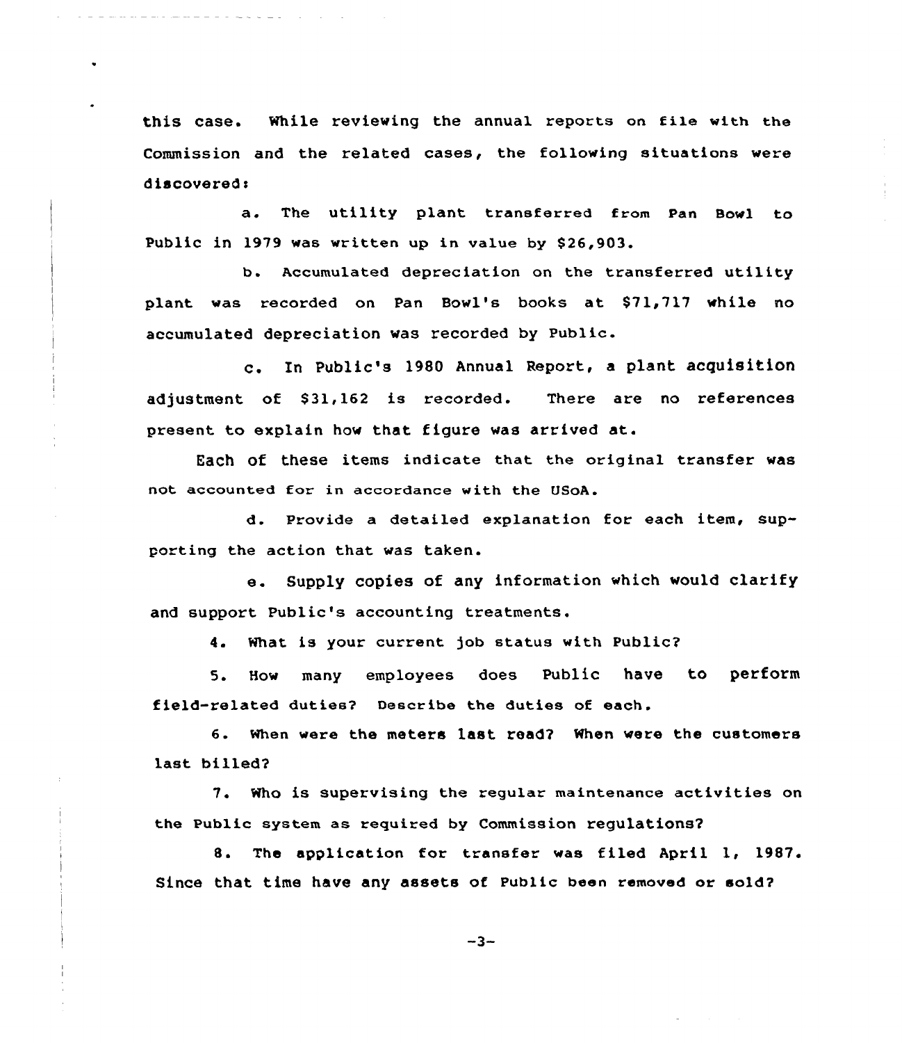this case. While reviewing the annual reports on file with the Commission and the related cases, the following situations were discovered:

a. The utility plant transferred from Pan Bowl to Public in 1979 was written up in value by $26,903.

b. Accumulated depreciation on the transferred utility plant was recorded on Pan Bowl's books at $71,717 while no accumulated depreciation was recorded by Public.

c. In Public's 1980 Annual Report, a plant acquisition adjustment of $31,162 is recorded. There are no references present to explain how that figure was arrived at.

Each of these items indicate that the original transfer was not accounted for in accordance with the USoA.

d. Provide a detailed explanation for each item, supporting the action that was taken.

e. Supply copies of any information which would clarify and support Public's accounting treatments.

4. What is your current job status with Public?

5. How many employees does Public have to perform field-related duties? Describe the duties of each.

6. When were the meters last read? When were the customers last billed?

7. Who is supervising the regular maintenance activities on the Public system as required by Commission regulations?

8. The application for transfer was filed April 1, 1987. Since that time have any assets of Public been removed or sold?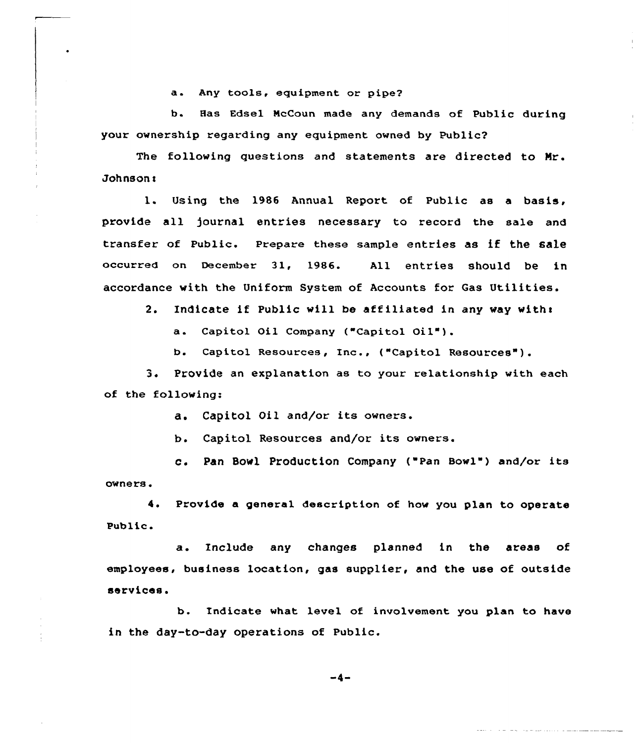a. Any tools, equipment or pipe?

b. Has Edsel McCoun made any demands of Public during your ownership regarding any equipment owned by Public?

The following questions and statements are directed to Mr. Johnson:

1. Using the 1986 Annual Report of Public as a basis, provide all journal entries necessary to record the sale and transfer of Public. Prepare these sample entries as if the sale occurred on December 31, 1986. All entries should be in accordance with the Uniform System of Accounts for Gas Utilities.

2. Indicate if Public will be affiliated in any way with:

   a. Capitol Oil Company ("Capitol Oil").

   b. Capitol Resources, Inc., ("Capitol Resources").

3. Provide an explanation as to your relationship with each of the following:

   a. Capitol Oil and/or its owners.

   b. Capitol Resources and/or its owners.

   c. Pan Bowl Production Company ("Pan Bowl") and/or its owners.

4. Provide a general description of how you plan to operate Public.

   a. Include any changes planned in the areas of employees, business location, gas supplier, and the use of outside services.

   b. Indicate what level of involvement you plan to have in the day-to-day operations of Public.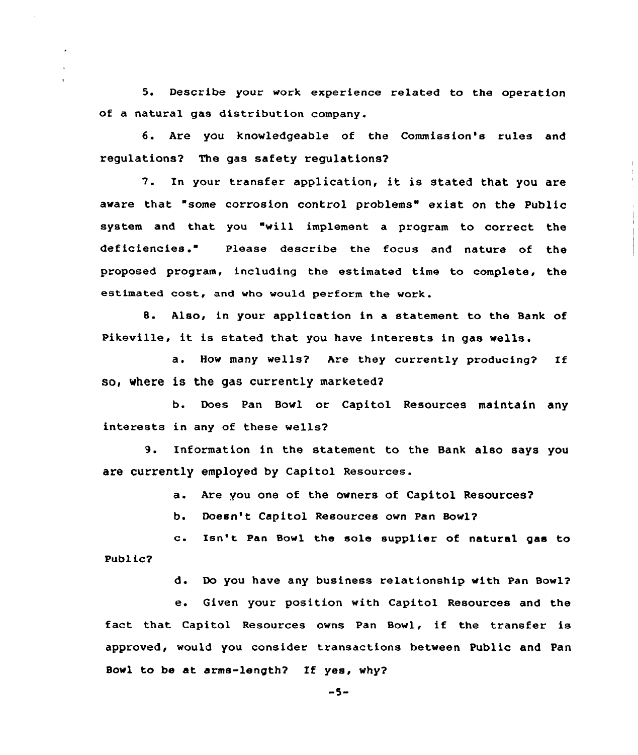5. Describe your work experience related to the operation of a natural gas distribution company.

6. Are you knowledgeable of the Commission's rules and regulations? The gas safety regulations?

7. In your transfer application, it is stated that you are aware that "some corrosion control problems" exist on the Public system and that you "will implement a program to correct the deficiencies." Please describe the focus and nature of the proposed program, including the estimated time to complete, the estimated cost, and who would perform the work.

8. Also, in your application in a statement to the Bank of Pikeville, it is stated that you have interests in gas wells.

   a. How many wells? Are they currently producing? If so, where is the gas currently marketed?

   b. Does Pan Bowl or Capitol Resources maintain any interests in any of these wells?

9. Information in the statement to the Bank also says you are currently employed by Capitol Resources.

   a. Are you one of the owners of Capitol Resources?

   b. Doesn't Capitol Resources own Pan Bowl?

   c. Isn't Pan Bowl the sole supplier of natural gas to Public?

   d. Do you have any business relationship with Pan Bowl?

   e. Given your position with Capitol Resources and the fact that Capitol Resources owns Pan Bowl, if the transfer is approved, would you consider transactions between Public and Pan Bowl to be at arms-length? If yes, why?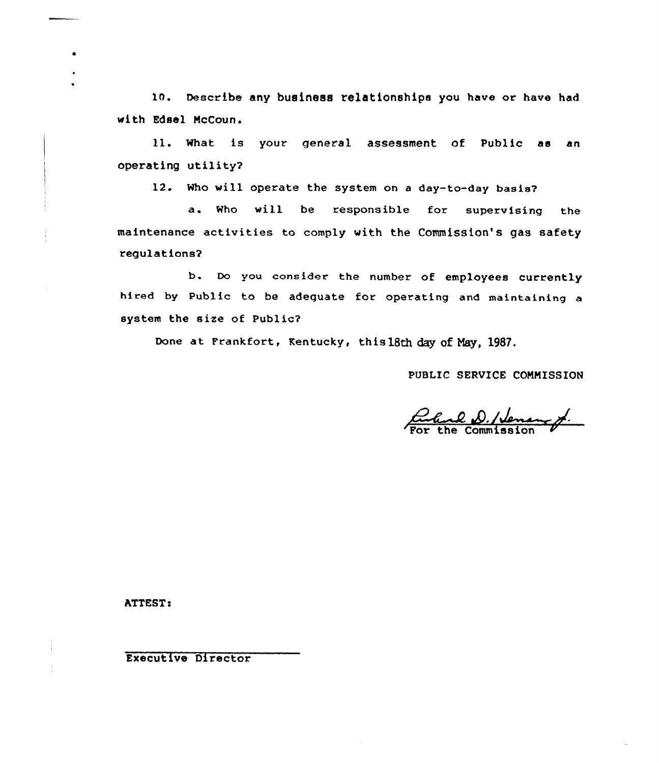10. Describe any business relationships you have or have had with Edsel McCoun.

11. What is your general assessment of Public as an operating utility?

12. Who will operate the system on a day-to-day basis?

a. Who will be responsible for supervising the maintenance activities to comply with the Commission's gas safety regulations?

b. Do you consider the number of employees currently hired by Public to be adequate for operating and maintaining a system the size of Public?

Done at Frankfort, Kentucky, this 18th day of May, 1987.

PUBLIC SERVICE COMMISSION

For the Commission

ATTEST:

Executive Director